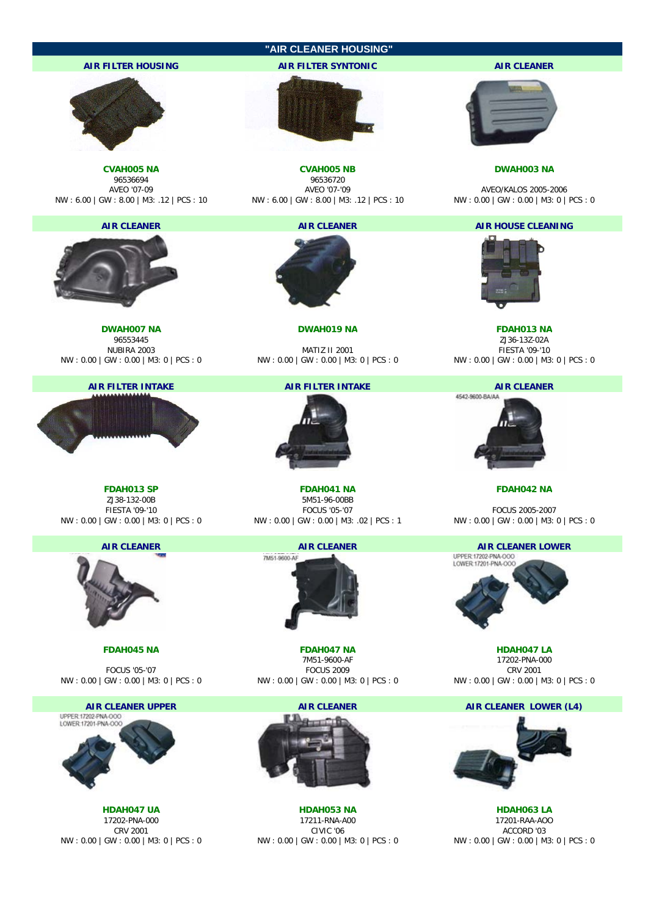# "AIR CLEANER HOUSING"

| AIR FILTER HOUSING | AIR FILTER SYNTONIC | AIR CLEANER |
|---|---|---|
| **CVAH005 NA**<br>96536694<br>AVEO '07-09<br>NW : 6.00 \| GW : 8.00 \| M3: .12 \| PCS : 10 | **CVAH005 NB**<br>96536720<br>AVEO '07-'09<br>NW : 6.00 \| GW : 8.00 \| M3: .12 \| PCS : 10 | **DWAH003 NA**<br>AVEO/KALOS 2005-2006<br>NW : 0.00 \| GW : 0.00 \| M3: 0 \| PCS : 0 |
| **AIR CLEANER** | **AIR CLEANER** | **AIR HOUSE CLEANING** |
| **DWAH007 NA**<br>96553445<br>NUBIRA 2003<br>NW : 0.00 \| GW : 0.00 \| M3: 0 \| PCS : 0 | **DWAH019 NA**<br>MATIZ II 2001<br>NW : 0.00 \| GW : 0.00 \| M3: 0 \| PCS : 0 | **FDAH013 NA**<br>ZJ36-13Z-02A<br>FIESTA '09-'10<br>NW : 0.00 \| GW : 0.00 \| M3: 0 \| PCS : 0 |
| **AIR FILTER INTAKE** | **AIR FILTER INTAKE** | **AIR CLEANER**<br>4542-9600-BA/AA |
| **FDAH013 SP**<br>ZJ38-132-00B<br>FIESTA '09-'10<br>NW : 0.00 \| GW : 0.00 \| M3: 0 \| PCS : 0 | **FDAH041 NA**<br>5M51-96-00BB<br>FOCUS '05-'07<br>NW : 0.00 \| GW : 0.00 \| M3: .02 \| PCS : 1 | **FDAH042 NA**<br>FOCUS 2005-2007<br>NW : 0.00 \| GW : 0.00 \| M3: 0 \| PCS : 0 |
| **AIR CLEANER** | **AIR CLEANER**<br>7M51-9600-AF | **AIR CLEANER LOWER**<br>UPPER:17202-PNA-OOO<br>LOWER:17201-PNA-OOO |
| **FDAH045 NA**<br>FOCUS '05-'07<br>NW : 0.00 \| GW : 0.00 \| M3: 0 \| PCS : 0 | **FDAH047 NA**<br>7M51-9600-AF<br>FOCUS 2009<br>NW : 0.00 \| GW : 0.00 \| M3: 0 \| PCS : 0 | **HDAH047 LA**<br>17202-PNA-000<br>CRV 2001<br>NW : 0.00 \| GW : 0.00 \| M3: 0 \| PCS : 0 |
| **AIR CLEANER UPPER**<br>UPPER:17202-PNA-OOO<br>LOWER:17201-PNA-OOO | **AIR CLEANER** | **AIR CLEANER LOWER (L4)** |
| **HDAH047 UA**<br>17202-PNA-000<br>CRV 2001<br>NW : 0.00 \| GW : 0.00 \| M3: 0 \| PCS : 0 | **HDAH053 NA**<br>17211-RNA-A00<br>CIVIC '06<br>NW : 0.00 \| GW : 0.00 \| M3: 0 \| PCS : 0 | **HDAH063 LA**<br>17201-RAA-AOO<br>ACCORD '03<br>NW : 0.00 \| GW : 0.00 \| M3: 0 \| PCS : 0 |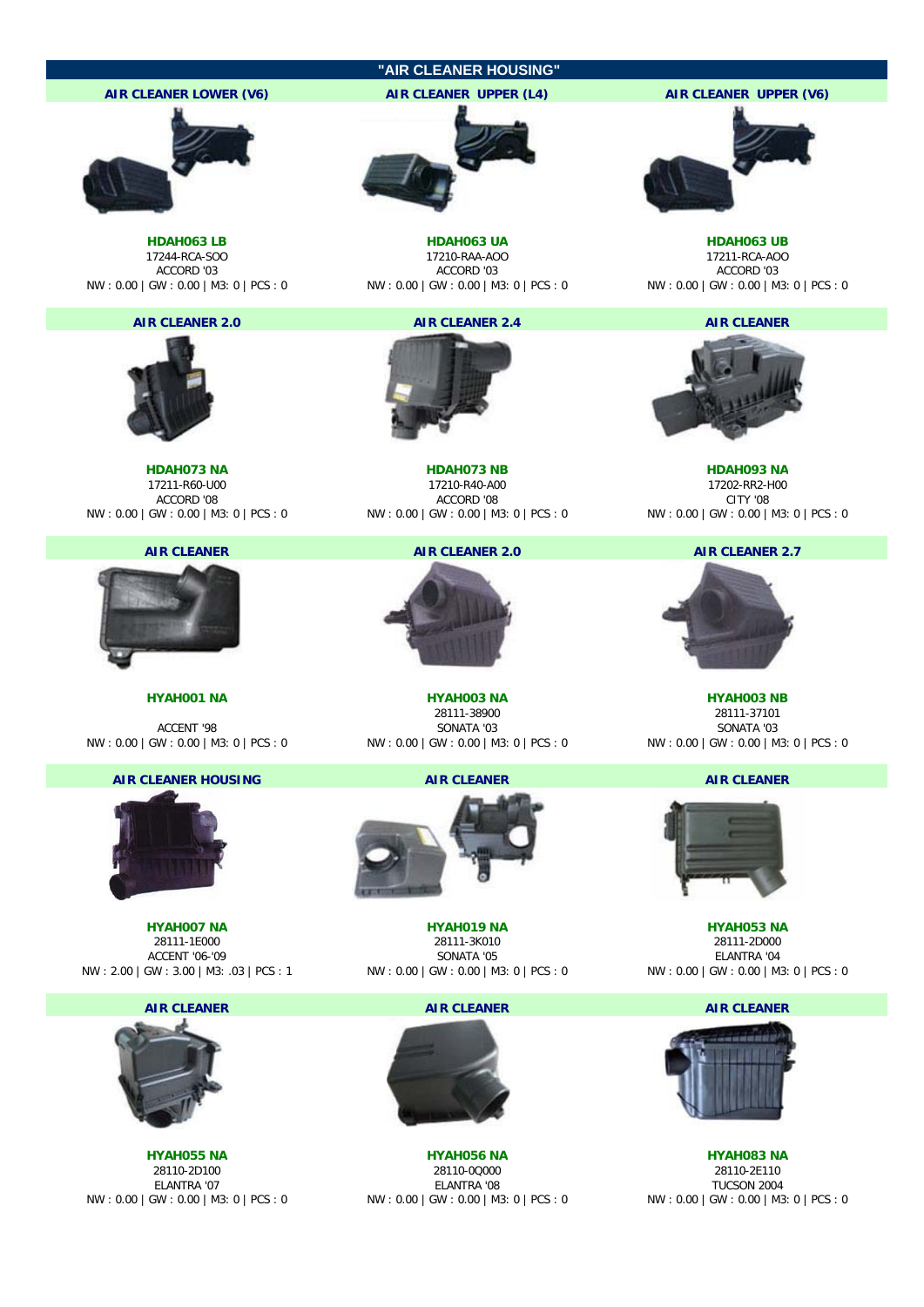# "AIR CLEANER HOUSING"

| AIR CLEANER LOWER (V6) | AIR CLEANER UPPER (L4) | AIR CLEANER UPPER (V6) |
|---|---|---|
| **HDAH063 LB** | **HDAH063 UA** | **HDAH063 UB** |
| 17244-RCA-SOO | 17210-RAA-AOO | 17211-RCA-AOO |
| ACCORD '03 | ACCORD '03 | ACCORD '03 |
| NW : 0.00 \| GW : 0.00 \| M3: 0 \| PCS : 0 | NW : 0.00 \| GW : 0.00 \| M3: 0 \| PCS : 0 | NW : 0.00 \| GW : 0.00 \| M3: 0 \| PCS : 0 |

| AIR CLEANER 2.0 | AIR CLEANER 2.4 | AIR CLEANER |
|---|---|---|
| **HDAH073 NA** | **HDAH073 NB** | **HDAH093 NA** |
| 17211-R60-U00 | 17210-R40-A00 | 17202-RR2-H00 |
| ACCORD '08 | ACCORD '08 | CITY '08 |
| NW : 0.00 \| GW : 0.00 \| M3: 0 \| PCS : 0 | NW : 0.00 \| GW : 0.00 \| M3: 0 \| PCS : 0 | NW : 0.00 \| GW : 0.00 \| M3: 0 \| PCS : 0 |

| AIR CLEANER | AIR CLEANER 2.0 | AIR CLEANER 2.7 |
|---|---|---|
| **HYAH001 NA** | **HYAH003 NA** | **HYAH003 NB** |
| | 28111-38900 | 28111-37101 |
| ACCENT '98 | SONATA '03 | SONATA '03 |
| NW : 0.00 \| GW : 0.00 \| M3: 0 \| PCS : 0 | NW : 0.00 \| GW : 0.00 \| M3: 0 \| PCS : 0 | NW : 0.00 \| GW : 0.00 \| M3: 0 \| PCS : 0 |

| AIR CLEANER HOUSING | AIR CLEANER | AIR CLEANER |
|---|---|---|
| **HYAH007 NA** | **HYAH019 NA** | **HYAH053 NA** |
| 28111-1E000 | 28111-3K010 | 28111-2D000 |
| ACCENT '06-'09 | SONATA '05 | ELANTRA '04 |
| NW : 2.00 \| GW : 3.00 \| M3: .03 \| PCS : 1 | NW : 0.00 \| GW : 0.00 \| M3: 0 \| PCS : 0 | NW : 0.00 \| GW : 0.00 \| M3: 0 \| PCS : 0 |

| AIR CLEANER | AIR CLEANER | AIR CLEANER |
|---|---|---|
| **HYAH055 NA** | **HYAH056 NA** | **HYAH083 NA** |
| 28110-2D100 | 28110-0Q000 | 28110-2E110 |
| ELANTRA '07 | ELANTRA '08 | TUCSON 2004 |
| NW : 0.00 \| GW : 0.00 \| M3: 0 \| PCS : 0 | NW : 0.00 \| GW : 0.00 \| M3: 0 \| PCS : 0 | NW : 0.00 \| GW : 0.00 \| M3: 0 \| PCS : 0 |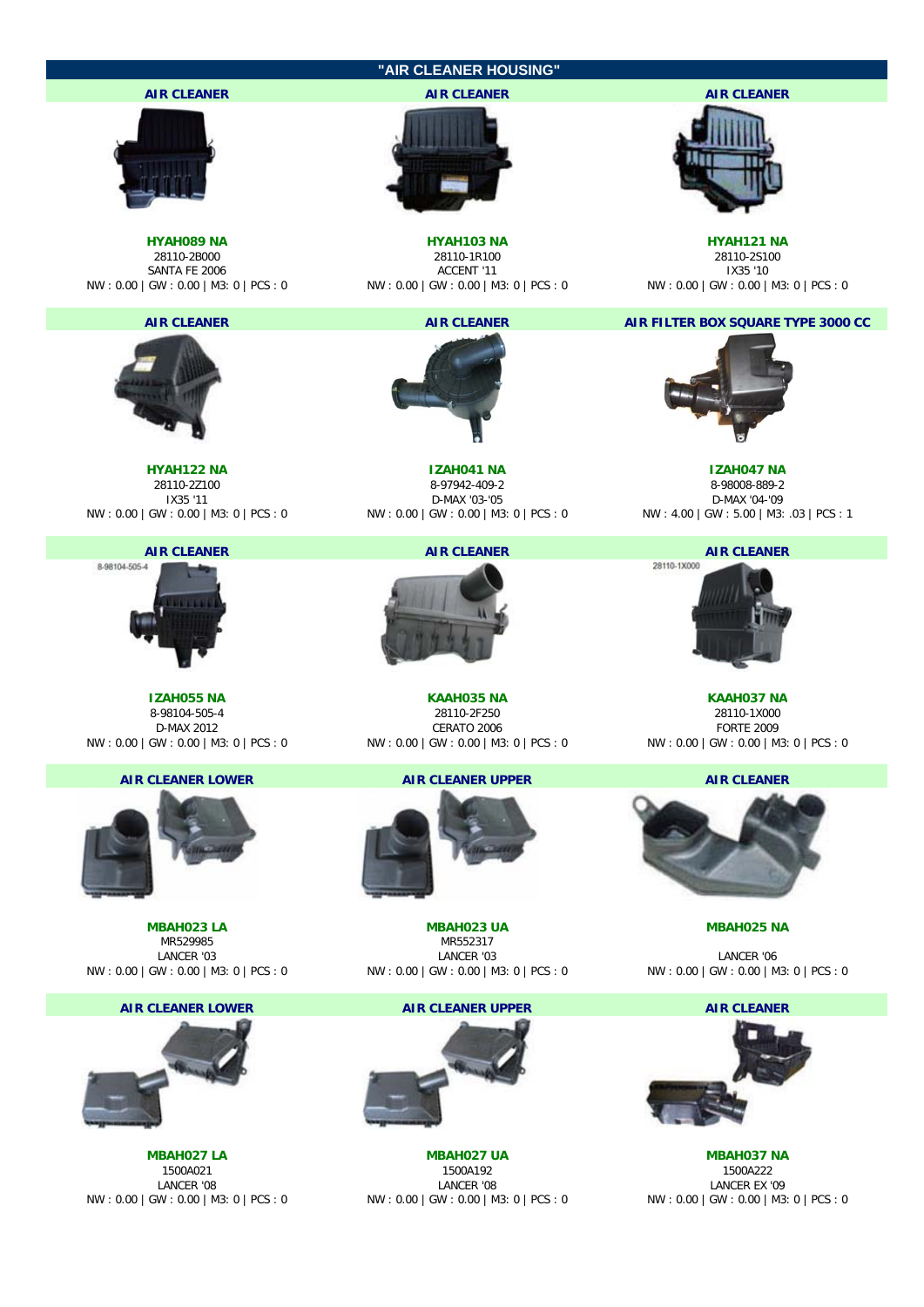## "AIR CLEANER HOUSING"

| AIR CLEANER | AIR CLEANER | AIR CLEANER |
|---|---|---|
| **HYAH089 NA** | **HYAH103 NA** | **HYAH121 NA** |
| 28110-2B000 | 28110-1R100 | 28110-2S100 |
| SANTA FE 2006 | ACCENT '11 | IX35 '10 |
| NW : 0.00 \| GW : 0.00 \| M3: 0 \| PCS : 0 | NW : 0.00 \| GW : 0.00 \| M3: 0 \| PCS : 0 | NW : 0.00 \| GW : 0.00 \| M3: 0 \| PCS : 0 |

| AIR CLEANER | AIR CLEANER | AIR FILTER BOX SQUARE TYPE 3000 CC |
|---|---|---|
| **HYAH122 NA** | **IZAH041 NA** | **IZAH047 NA** |
| 28110-2Z100 | 8-97942-409-2 | 8-98008-889-2 |
| IX35 '11 | D-MAX '03-'05 | D-MAX '04-'09 |
| NW : 0.00 \| GW : 0.00 \| M3: 0 \| PCS : 0 | NW : 0.00 \| GW : 0.00 \| M3: 0 \| PCS : 0 | NW : 4.00 \| GW : 5.00 \| M3: .03 \| PCS : 1 |

| AIR CLEANER | AIR CLEANER | AIR CLEANER |
|---|---|---|
| 8-98104-505-4 | | 28110-1X000 |
| **IZAH055 NA** | **KAAH035 NA** | **KAAH037 NA** |
| 8-98104-505-4 | 28110-2F250 | 28110-1X000 |
| D-MAX 2012 | CERATO 2006 | FORTE 2009 |
| NW : 0.00 \| GW : 0.00 \| M3: 0 \| PCS : 0 | NW : 0.00 \| GW : 0.00 \| M3: 0 \| PCS : 0 | NW : 0.00 \| GW : 0.00 \| M3: 0 \| PCS : 0 |

| AIR CLEANER LOWER | AIR CLEANER UPPER | AIR CLEANER |
|---|---|---|
| **MBAH023 LA** | **MBAH023 UA** | **MBAH025 NA** |
| MR529985 | MR552317 | |
| LANCER '03 | LANCER '03 | LANCER '06 |
| NW : 0.00 \| GW : 0.00 \| M3: 0 \| PCS : 0 | NW : 0.00 \| GW : 0.00 \| M3: 0 \| PCS : 0 | NW : 0.00 \| GW : 0.00 \| M3: 0 \| PCS : 0 |

| AIR CLEANER LOWER | AIR CLEANER UPPER | AIR CLEANER |
|---|---|---|
| **MBAH027 LA** | **MBAH027 UA** | **MBAH037 NA** |
| 1500A021 | 1500A192 | 1500A222 |
| LANCER '08 | LANCER '08 | LANCER EX '09 |
| NW : 0.00 \| GW : 0.00 \| M3: 0 \| PCS : 0 | NW : 0.00 \| GW : 0.00 \| M3: 0 \| PCS : 0 | NW : 0.00 \| GW : 0.00 \| M3: 0 \| PCS : 0 |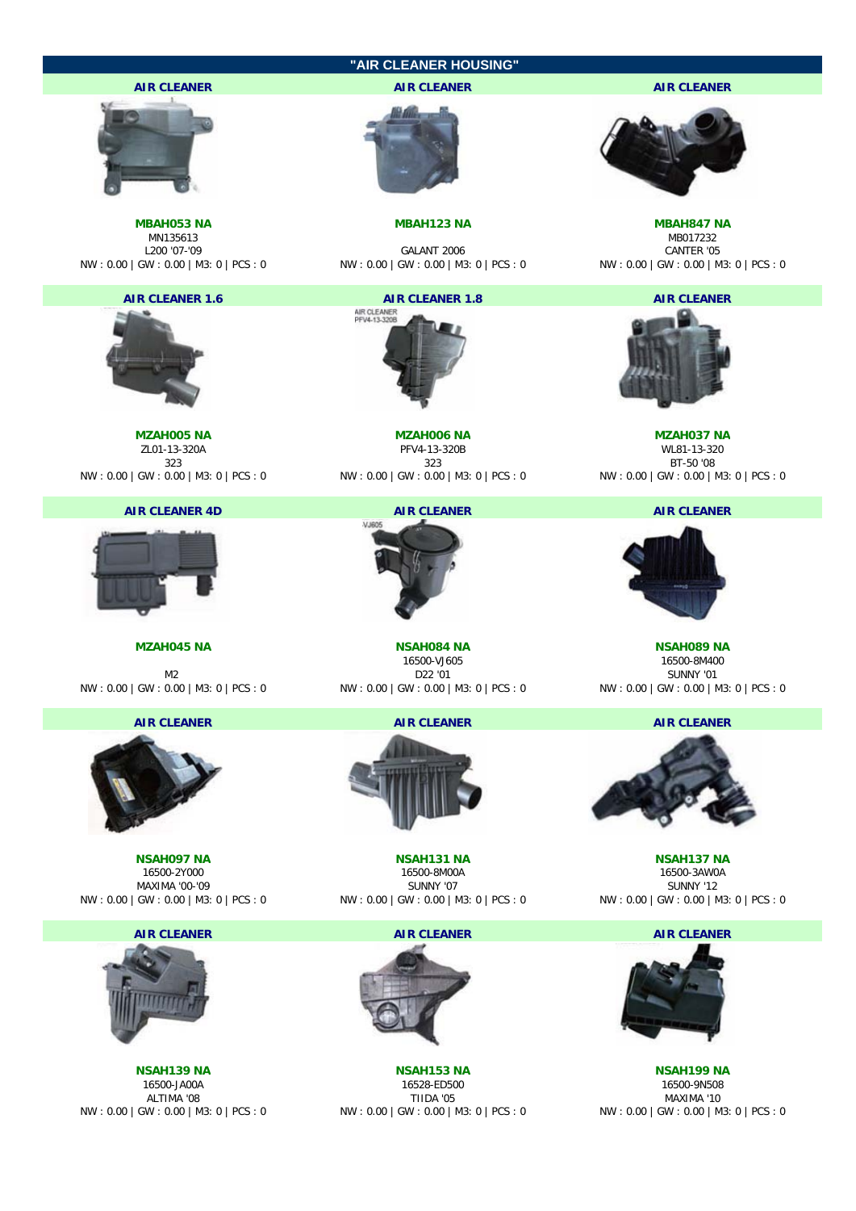## "AIR CLEANER HOUSING"

| AIR CLEANER | AIR CLEANER | AIR CLEANER |
|---|---|---|
| **MBAH053 NA**<br>MN135613<br>L200 '07-'09<br>NW : 0.00 \| GW : 0.00 \| M3: 0 \| PCS : 0 | **MBAH123 NA**<br><br>GALANT 2006<br>NW : 0.00 \| GW : 0.00 \| M3: 0 \| PCS : 0 | **MBAH847 NA**<br>MB017232<br>CANTER '05<br>NW : 0.00 \| GW : 0.00 \| M3: 0 \| PCS : 0 |
| **AIR CLEANER 1.6** | **AIR CLEANER 1.8** | **AIR CLEANER** |
| **MZAH005 NA**<br>ZL01-13-320A<br>323<br>NW : 0.00 \| GW : 0.00 \| M3: 0 \| PCS : 0 | AIR CLEANER PFV4-13-320B<br>**MZAH006 NA**<br>PFV4-13-320B<br>323<br>NW : 0.00 \| GW : 0.00 \| M3: 0 \| PCS : 0 | **MZAH037 NA**<br>WL81-13-320<br>BT-50 '08<br>NW : 0.00 \| GW : 0.00 \| M3: 0 \| PCS : 0 |
| **AIR CLEANER 4D** | **AIR CLEANER** | **AIR CLEANER** |
| **MZAH045 NA**<br><br>M2<br>NW : 0.00 \| GW : 0.00 \| M3: 0 \| PCS : 0 | VJ605<br>**NSAH084 NA**<br>16500-VJ605<br>D22 '01<br>NW : 0.00 \| GW : 0.00 \| M3: 0 \| PCS : 0 | **NSAH089 NA**<br>16500-8M400<br>SUNNY '01<br>NW : 0.00 \| GW : 0.00 \| M3: 0 \| PCS : 0 |
| **AIR CLEANER** | **AIR CLEANER** | **AIR CLEANER** |
| **NSAH097 NA**<br>16500-2Y000<br>MAXIMA '00-'09<br>NW : 0.00 \| GW : 0.00 \| M3: 0 \| PCS : 0 | **NSAH131 NA**<br>16500-8M00A<br>SUNNY '07<br>NW : 0.00 \| GW : 0.00 \| M3: 0 \| PCS : 0 | **NSAH137 NA**<br>16500-3AW0A<br>SUNNY '12<br>NW : 0.00 \| GW : 0.00 \| M3: 0 \| PCS : 0 |
| **AIR CLEANER** | **AIR CLEANER** | **AIR CLEANER** |
| **NSAH139 NA**<br>16500-JA00A<br>ALTIMA '08<br>NW : 0.00 \| GW : 0.00 \| M3: 0 \| PCS : 0 | **NSAH153 NA**<br>16528-ED500<br>TIIDA '05<br>NW : 0.00 \| GW : 0.00 \| M3: 0 \| PCS : 0 | **NSAH199 NA**<br>16500-9N508<br>MAXIMA '10<br>NW : 0.00 \| GW : 0.00 \| M3: 0 \| PCS : 0 |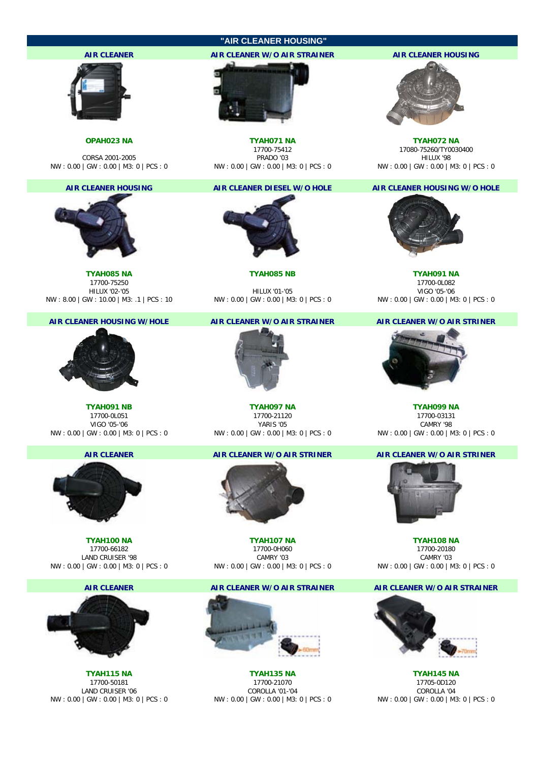# "AIR CLEANER HOUSING"

| AIR CLEANER | AIR CLEANER W/O AIR STRAINER | AIR CLEANER HOUSING |
| --- | --- | --- |
| **OPAH023 NA** | **TYAH071 NA** | **TYAH072 NA** |
| | 17700-75412 | 17080-75260/TY0030400 |
| CORSA 2001-2005 | PRADO '03 | HILUX '98 |
| NW : 0.00 \| GW : 0.00 \| M3: 0 \| PCS : 0 | NW : 0.00 \| GW : 0.00 \| M3: 0 \| PCS : 0 | NW : 0.00 \| GW : 0.00 \| M3: 0 \| PCS : 0 |
| **AIR CLEANER HOUSING** | **AIR CLEANER DIESEL W/O HOLE** | **AIR CLEANER HOUSING W/O HOLE** |
| **TYAH085 NA** | **TYAH085 NB** | **TYAH091 NA** |
| 17700-75250 | | 17700-0L082 |
| HILUX '02-'05 | HILUX '01-'05 | VIGO '05-'06 |
| NW : 8.00 \| GW : 10.00 \| M3: .1 \| PCS : 10 | NW : 0.00 \| GW : 0.00 \| M3: 0 \| PCS : 0 | NW : 0.00 \| GW : 0.00 \| M3: 0 \| PCS : 0 |
| **AIR CLEANER HOUSING W/HOLE** | **AIR CLEANER W/O AIR STRAINER** | **AIR CLEANER W/O AIR STRINER** |
| **TYAH091 NB** | **TYAH097 NA** | **TYAH099 NA** |
| 17700-0L051 | 17700-21120 | 17700-03131 |
| VIGO '05-'06 | YARIS '05 | CAMRY '98 |
| NW : 0.00 \| GW : 0.00 \| M3: 0 \| PCS : 0 | NW : 0.00 \| GW : 0.00 \| M3: 0 \| PCS : 0 | NW : 0.00 \| GW : 0.00 \| M3: 0 \| PCS : 0 |
| **AIR CLEANER** | **AIR CLEANER W/O AIR STRINER** | **AIR CLEANER W/O AIR STRINER** |
| **TYAH100 NA** | **TYAH107 NA** | **TYAH108 NA** |
| 17700-66182 | 17700-0H060 | 17700-20180 |
| LAND CRUISER '98 | CAMRY '03 | CAMRY '03 |
| NW : 0.00 \| GW : 0.00 \| M3: 0 \| PCS : 0 | NW : 0.00 \| GW : 0.00 \| M3: 0 \| PCS : 0 | NW : 0.00 \| GW : 0.00 \| M3: 0 \| PCS : 0 |
| **AIR CLEANER** | **AIR CLEANER W/O AIR STRAINER** | **AIR CLEANER W/O AIR STRAINER** |
| **TYAH115 NA** | **TYAH135 NA** | **TYAH145 NA** |
| 17700-50181 | 17700-21070 | 17705-0D120 |
| LAND CRUISER '06 | COROLLA '01-'04 | COROLLA '04 |
| NW : 0.00 \| GW : 0.00 \| M3: 0 \| PCS : 0 | NW : 0.00 \| GW : 0.00 \| M3: 0 \| PCS : 0 | NW : 0.00 \| GW : 0.00 \| M3: 0 \| PCS : 0 |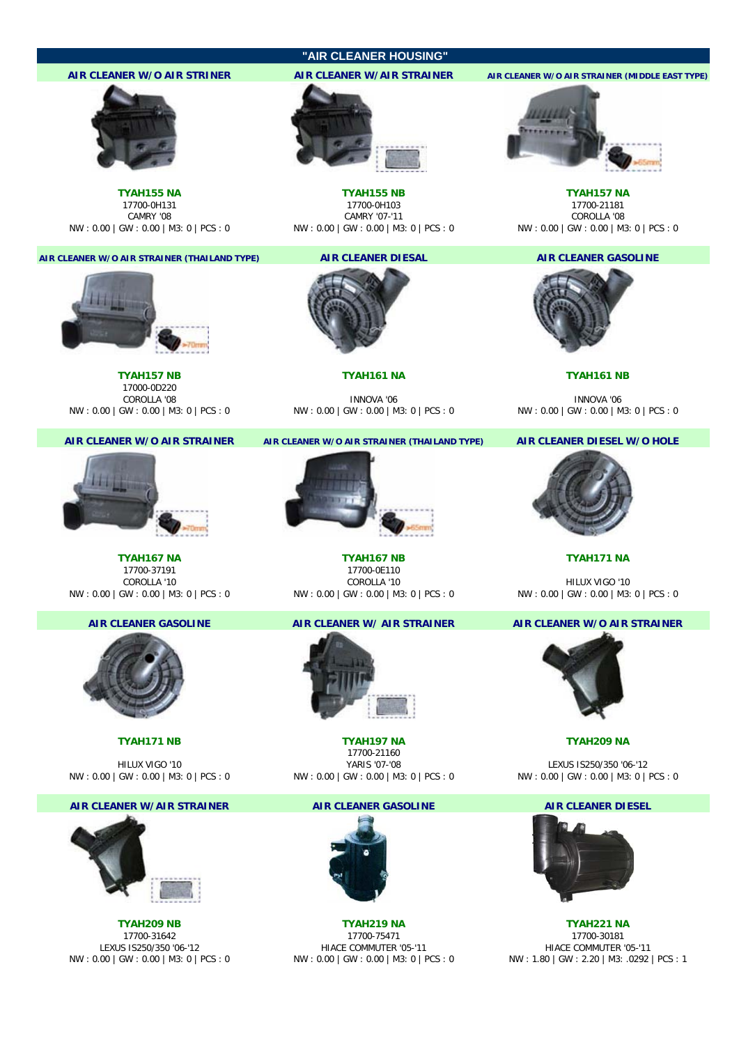# "AIR CLEANER HOUSING"

| AIR CLEANER W/O AIR STRINER | AIR CLEANER W/AIR STRAINER | AIR CLEANER W/O AIR STRAINER (MIDDLE EAST TYPE) |
|---|---|---|
| **TYAH155 NA**<br>17700-0H131<br>CAMRY '08<br>NW : 0.00 \| GW : 0.00 \| M3: 0 \| PCS : 0 | **TYAH155 NB**<br>17700-0H103<br>CAMRY '07-'11<br>NW : 0.00 \| GW : 0.00 \| M3: 0 \| PCS : 0 | **TYAH157 NA**<br>17700-21181<br>COROLLA '08<br>NW : 0.00 \| GW : 0.00 \| M3: 0 \| PCS : 0 |
| **AIR CLEANER W/O AIR STRAINER (THAILAND TYPE)** | **AIR CLEANER DIESAL** | **AIR CLEANER GASOLINE** |
| **TYAH157 NB**<br>17000-0D220<br>COROLLA '08<br>NW : 0.00 \| GW : 0.00 \| M3: 0 \| PCS : 0 | **TYAH161 NA**<br>INNOVA '06<br>NW : 0.00 \| GW : 0.00 \| M3: 0 \| PCS : 0 | **TYAH161 NB**<br>INNOVA '06<br>NW : 0.00 \| GW : 0.00 \| M3: 0 \| PCS : 0 |
| **AIR CLEANER W/O AIR STRAINER** | **AIR CLEANER W/O AIR STRAINER (THAILAND TYPE)** | **AIR CLEANER DIESEL W/O HOLE** |
| **TYAH167 NA**<br>17700-37191<br>COROLLA '10<br>NW : 0.00 \| GW : 0.00 \| M3: 0 \| PCS : 0 | **TYAH167 NB**<br>17700-0E110<br>COROLLA '10<br>NW : 0.00 \| GW : 0.00 \| M3: 0 \| PCS : 0 | **TYAH171 NA**<br>HILUX VIGO '10<br>NW : 0.00 \| GW : 0.00 \| M3: 0 \| PCS : 0 |
| **AIR CLEANER GASOLINE** | **AIR CLEANER W/ AIR STRAINER** | **AIR CLEANER W/O AIR STRAINER** |
| **TYAH171 NB**<br>HILUX VIGO '10<br>NW : 0.00 \| GW : 0.00 \| M3: 0 \| PCS : 0 | **TYAH197 NA**<br>17700-21160<br>YARIS '07-'08<br>NW : 0.00 \| GW : 0.00 \| M3: 0 \| PCS : 0 | **TYAH209 NA**<br>LEXUS IS250/350 '06-'12<br>NW : 0.00 \| GW : 0.00 \| M3: 0 \| PCS : 0 |
| **AIR CLEANER W/AIR STRAINER** | **AIR CLEANER GASOLINE** | **AIR CLEANER DIESEL** |
| **TYAH209 NB**<br>17700-31642<br>LEXUS IS250/350 '06-'12<br>NW : 0.00 \| GW : 0.00 \| M3: 0 \| PCS : 0 | **TYAH219 NA**<br>17700-75471<br>HIACE COMMUTER '05-'11<br>NW : 0.00 \| GW : 0.00 \| M3: 0 \| PCS : 0 | **TYAH221 NA**<br>17700-30181<br>HIACE COMMUTER '05-'11<br>NW : 1.80 \| GW : 2.20 \| M3: .0292 \| PCS : 1 |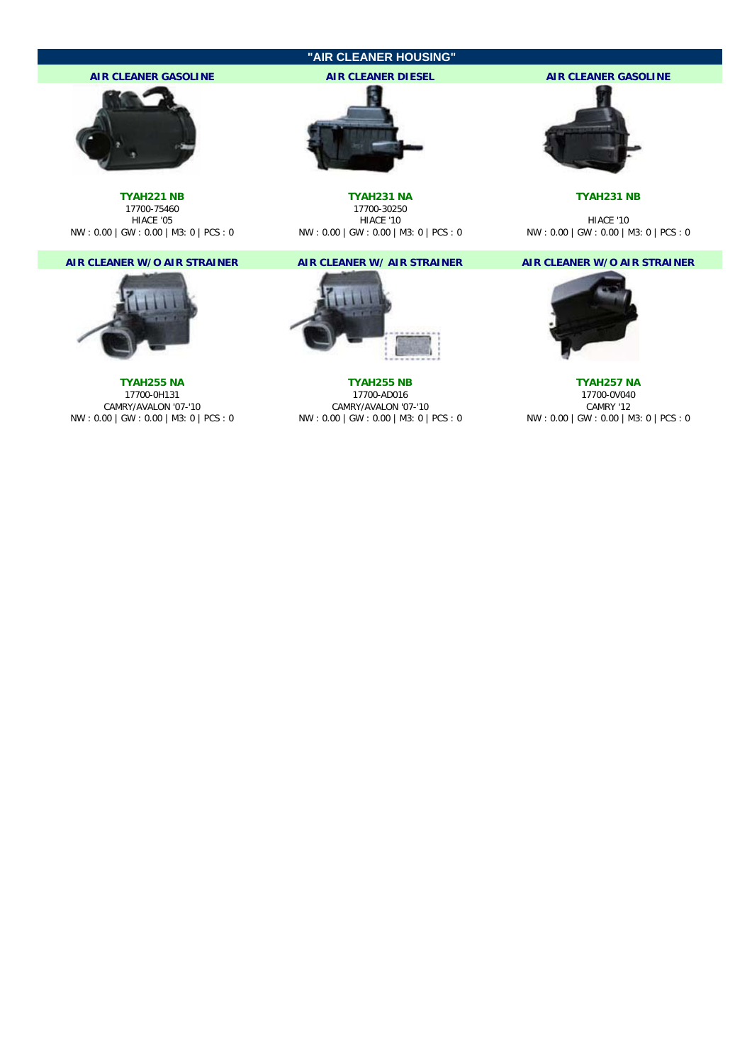## "AIR CLEANER HOUSING"

| AIR CLEANER GASOLINE | AIR CLEANER DIESEL | AIR CLEANER GASOLINE |
|---|---|---|
| **TYAH221 NB**<br>17700-75460<br>HIACE '05<br>NW : 0.00 \| GW : 0.00 \| M3: 0 \| PCS : 0 | **TYAH231 NA**<br>17700-30250<br>HIACE '10<br>NW : 0.00 \| GW : 0.00 \| M3: 0 \| PCS : 0 | **TYAH231 NB**<br><br>HIACE '10<br>NW : 0.00 \| GW : 0.00 \| M3: 0 \| PCS : 0 |
| **AIR CLEANER W/O AIR STRAINER** | **AIR CLEANER W/ AIR STRAINER** | **AIR CLEANER W/O AIR STRAINER** |
| **TYAH255 NA**<br>17700-0H131<br>CAMRY/AVALON '07-'10<br>NW : 0.00 \| GW : 0.00 \| M3: 0 \| PCS : 0 | **TYAH255 NB**<br>17700-AD016<br>CAMRY/AVALON '07-'10<br>NW : 0.00 \| GW : 0.00 \| M3: 0 \| PCS : 0 | **TYAH257 NA**<br>17700-0V040<br>CAMRY '12<br>NW : 0.00 \| GW : 0.00 \| M3: 0 \| PCS : 0 |